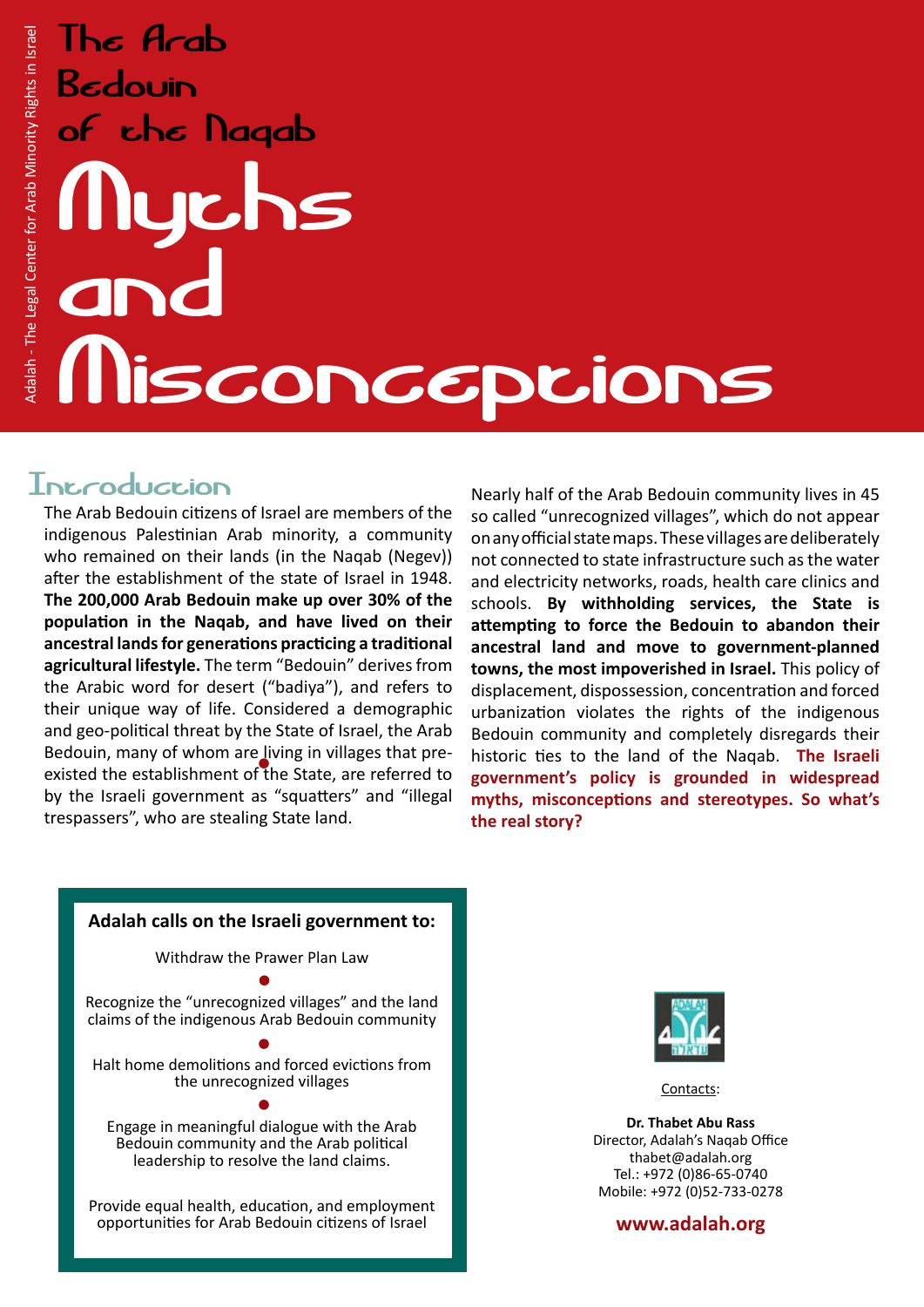Adalah - The Legal Center for Arab Minority Rights in Israel

# The Arab Bedouin of the Naqab

# Myths and Misconceptions

## Introduction

The Arab Bedouin citizens of Israel are members of the indigenous Palestinian Arab minority, a community who remained on their lands (in the Naqab (Negev)) after the establishment of the state of Israel in 1948. **The 200,000 Arab Bedouin make up over 30% of the population in the Naqab, and have lived on their ancestral lands for generations practicing a traditional agricultural lifestyle.** The term "Bedouin" derives from the Arabic word for desert ("badiya"), and refers to their unique way of life. Considered a demographic and geo-political threat by the State of Israel, the Arab Bedouin, many of whom are living in villages that pre-existed the establishment of the State, are referred to by the Israeli government as "squatters" and "illegal trespassers", who are stealing State land.

Nearly half of the Arab Bedouin community lives in 45 so called "unrecognized villages", which do not appear on any official state maps. These villages are deliberately not connected to state infrastructure such as the water and electricity networks, roads, health care clinics and schools. **By withholding services, the State is attempting to force the Bedouin to abandon their ancestral land and move to government-planned towns, the most impoverished in Israel.** This policy of displacement, dispossession, concentration and forced urbanization violates the rights of the indigenous Bedouin community and completely disregards their historic ties to the land of the Naqab. **The Israeli government's policy is grounded in widespread myths, misconceptions and stereotypes. So what's the real story?**

**Adalah calls on the Israeli government to:**

- Withdraw the Prawer Plan Law
- Recognize the "unrecognized villages" and the land claims of the indigenous Arab Bedouin community
- Halt home demolitions and forced evictions from the unrecognized villages
- Engage in meaningful dialogue with the Arab Bedouin community and the Arab political leadership to resolve the land claims.
- Provide equal health, education, and employment opportunities for Arab Bedouin citizens of Israel

Contacts:

**Dr. Thabet Abu Rass**
Director, Adalah's Naqab Office
thabet@adalah.org
Tel.: +972 (0)86-65-0740
Mobile: +972 (0)52-733-0278

**www.adalah.org**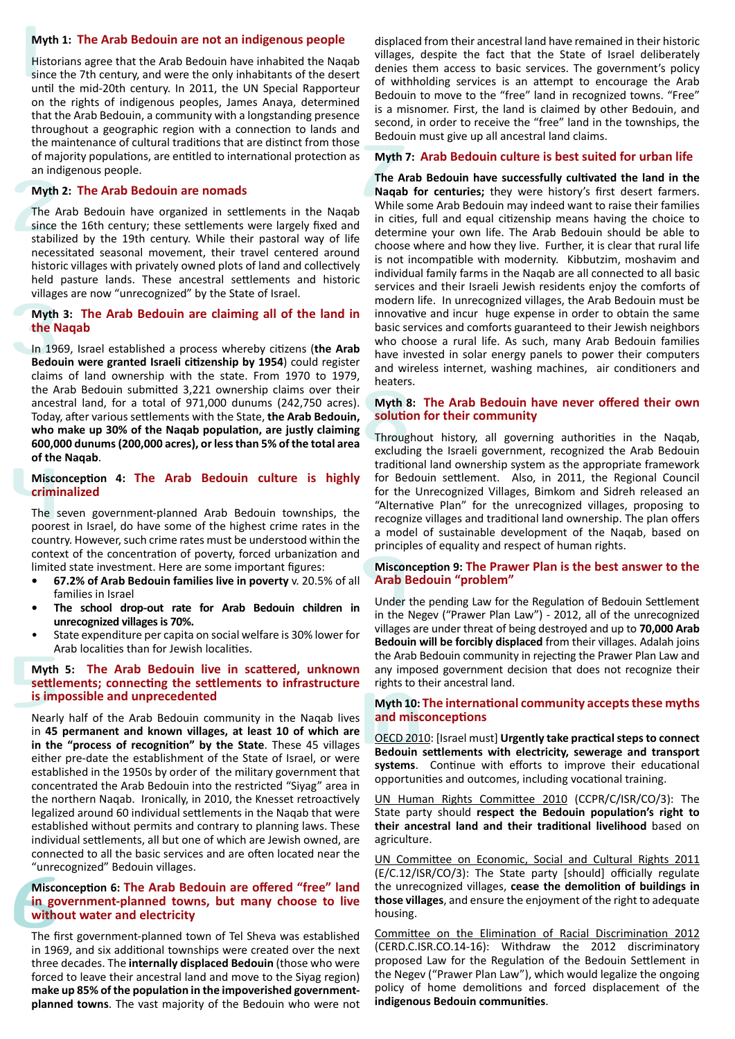### Myth 1: The Arab Bedouin are not an indigenous people

Historians agree that the Arab Bedouin have inhabited the Naqab since the 7th century, and were the only inhabitants of the desert until the mid-20th century. In 2011, the UN Special Rapporteur on the rights of indigenous peoples, James Anaya, determined that the Arab Bedouin, a community with a longstanding presence throughout a geographic region with a connection to lands and the maintenance of cultural traditions that are distinct from those of majority populations, are entitled to international protection as an indigenous people.

### Myth 2: The Arab Bedouin are nomads

The Arab Bedouin have organized in settlements in the Naqab since the 16th century; these settlements were largely fixed and stabilized by the 19th century. While their pastoral way of life necessitated seasonal movement, their travel centered around historic villages with privately owned plots of land and collectively held pasture lands. These ancestral settlements and historic villages are now "unrecognized" by the State of Israel.

### Myth 3: The Arab Bedouin are claiming all of the land in the Naqab

In 1969, Israel established a process whereby citizens (**the Arab Bedouin were granted Israeli citizenship by 1954**) could register claims of land ownership with the state. From 1970 to 1979, the Arab Bedouin submitted 3,221 ownership claims over their ancestral land, for a total of 971,000 dunums (242,750 acres). Today, after various settlements with the State, **the Arab Bedouin, who make up 30% of the Naqab population, are justly claiming 600,000 dunums (200,000 acres), or less than 5% of the total area of the Naqab**.

### Misconception 4: The Arab Bedouin culture is highly criminalized

The seven government-planned Arab Bedouin townships, the poorest in Israel, do have some of the highest crime rates in the country. However, such crime rates must be understood within the context of the concentration of poverty, forced urbanization and limited state investment. Here are some important figures:

- **67.2% of Arab Bedouin families live in poverty** v. 20.5% of all families in Israel
- **The school drop-out rate for Arab Bedouin children in unrecognized villages is 70%.**
- State expenditure per capita on social welfare is 30% lower for Arab localities than for Jewish localities.

### Myth 5: The Arab Bedouin live in scattered, unknown settlements; connecting the settlements to infrastructure is impossible and unprecedented

Nearly half of the Arab Bedouin community in the Naqab lives in **45 permanent and known villages, at least 10 of which are in the "process of recognition" by the State**. These 45 villages either pre-date the establishment of the State of Israel, or were established in the 1950s by order of the military government that concentrated the Arab Bedouin into the restricted "Siyag" area in the northern Naqab. Ironically, in 2010, the Knesset retroactively legalized around 60 individual settlements in the Naqab that were established without permits and contrary to planning laws. These individual settlements, all but one of which are Jewish owned, are connected to all the basic services and are often located near the "unrecognized" Bedouin villages.

### Misconception 6: The Arab Bedouin are offered "free" land in government-planned towns, but many choose to live without water and electricity

The first government-planned town of Tel Sheva was established in 1969, and six additional townships were created over the next three decades. The **internally displaced Bedouin** (those who were forced to leave their ancestral land and move to the Siyag region) **make up 85% of the population in the impoverished government-planned towns**. The vast majority of the Bedouin who were not displaced from their ancestral land have remained in their historic villages, despite the fact that the State of Israel deliberately denies them access to basic services. The government's policy of withholding services is an attempt to encourage the Arab Bedouin to move to the "free" land in recognized towns. "Free" is a misnomer. First, the land is claimed by other Bedouin, and second, in order to receive the "free" land in the townships, the Bedouin must give up all ancestral land claims.

### Myth 7: Arab Bedouin culture is best suited for urban life

**The Arab Bedouin have successfully cultivated the land in the Naqab for centuries;** they were history's first desert farmers. While some Arab Bedouin may indeed want to raise their families in cities, full and equal citizenship means having the choice to determine your own life. The Arab Bedouin should be able to choose where and how they live. Further, it is clear that rural life is not incompatible with modernity. Kibbutzim, moshavim and individual family farms in the Naqab are all connected to all basic services and their Israeli Jewish residents enjoy the comforts of modern life. In unrecognized villages, the Arab Bedouin must be innovative and incur huge expense in order to obtain the same basic services and comforts guaranteed to their Jewish neighbors who choose a rural life. As such, many Arab Bedouin families have invested in solar energy panels to power their computers and wireless internet, washing machines, air conditioners and heaters.

### Myth 8: The Arab Bedouin have never offered their own solution for their community

Throughout history, all governing authorities in the Naqab, excluding the Israeli government, recognized the Arab Bedouin traditional land ownership system as the appropriate framework for Bedouin settlement. Also, in 2011, the Regional Council for the Unrecognized Villages, Bimkom and Sidreh released an "Alternative Plan" for the unrecognized villages, proposing to recognize villages and traditional land ownership. The plan offers a model of sustainable development of the Naqab, based on principles of equality and respect of human rights.

### Misconception 9: The Prawer Plan is the best answer to the Arab Bedouin "problem"

Under the pending Law for the Regulation of Bedouin Settlement in the Negev ("Prawer Plan Law") - 2012, all of the unrecognized villages are under threat of being destroyed and up to **70,000 Arab Bedouin will be forcibly displaced** from their villages. Adalah joins the Arab Bedouin community in rejecting the Prawer Plan Law and any imposed government decision that does not recognize their rights to their ancestral land.

### Myth 10: The international community accepts these myths and misconceptions

OECD 2010: [Israel must] **Urgently take practical steps to connect Bedouin settlements with electricity, sewerage and transport systems**. Continue with efforts to improve their educational opportunities and outcomes, including vocational training.

UN Human Rights Committee 2010 (CCPR/C/ISR/CO/3): The State party should **respect the Bedouin population's right to their ancestral land and their traditional livelihood** based on agriculture.

UN Committee on Economic, Social and Cultural Rights 2011 (E/C.12/ISR/CO/3): The State party [should] officially regulate the unrecognized villages, **cease the demolition of buildings in those villages**, and ensure the enjoyment of the right to adequate housing.

Committee on the Elimination of Racial Discrimination 2012 (CERD.C.ISR.CO.14-16): Withdraw the 2012 discriminatory proposed Law for the Regulation of the Bedouin Settlement in the Negev ("Prawer Plan Law"), which would legalize the ongoing policy of home demolitions and forced displacement of the **indigenous Bedouin communities**.